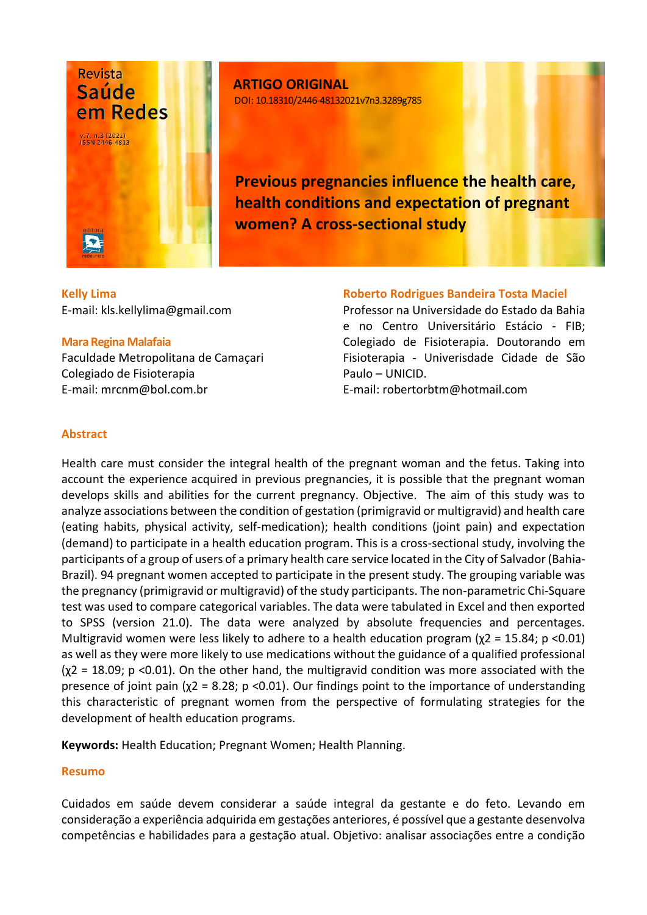**ARTIGO ORIGINAL**

DOI: 10.18310/2446-48132021v7n3.3289g785

# Previous pregnancies influence the health care, health conditions and expectation of pregnant women? A cross-sectional study

**Kelly Lima**
E-mail: kls.kellylima@gmail.com

**Mara Regina Malafaia**
Faculdade Metropolitana de Camaçari
Colegiado de Fisioterapia
E-mail: mrcnm@bol.com.br

**Roberto Rodrigues Bandeira Tosta Maciel**
Professor na Universidade do Estado da Bahia e no Centro Universitário Estácio - FIB; Colegiado de Fisioterapia. Doutorando em Fisioterapia - Univerisdade Cidade de São Paulo – UNICID.
E-mail: robertorbtm@hotmail.com

## Abstract

Health care must consider the integral health of the pregnant woman and the fetus. Taking into account the experience acquired in previous pregnancies, it is possible that the pregnant woman develops skills and abilities for the current pregnancy. Objective. The aim of this study was to analyze associations between the condition of gestation (primigravid or multigravid) and health care (eating habits, physical activity, self-medication); health conditions (joint pain) and expectation (demand) to participate in a health education program. This is a cross-sectional study, involving the participants of a group of users of a primary health care service located in the City of Salvador (Bahia-Brazil). 94 pregnant women accepted to participate in the present study. The grouping variable was the pregnancy (primigravid or multigravid) of the study participants. The non-parametric Chi-Square test was used to compare categorical variables. The data were tabulated in Excel and then exported to SPSS (version 21.0). The data were analyzed by absolute frequencies and percentages. Multigravid women were less likely to adhere to a health education program ($\chi2 = 15.84$; $p < 0.01$) as well as they were more likely to use medications without the guidance of a qualified professional ($\chi2 = 18.09$; $p < 0.01$). On the other hand, the multigravid condition was more associated with the presence of joint pain ($\chi2 = 8.28$; $p < 0.01$). Our findings point to the importance of understanding this characteristic of pregnant women from the perspective of formulating strategies for the development of health education programs.

**Keywords:** Health Education; Pregnant Women; Health Planning.

## Resumo

Cuidados em saúde devem considerar a saúde integral da gestante e do feto. Levando em consideração a experiência adquirida em gestações anteriores, é possível que a gestante desenvolva competências e habilidades para a gestação atual. Objetivo: analisar associações entre a condição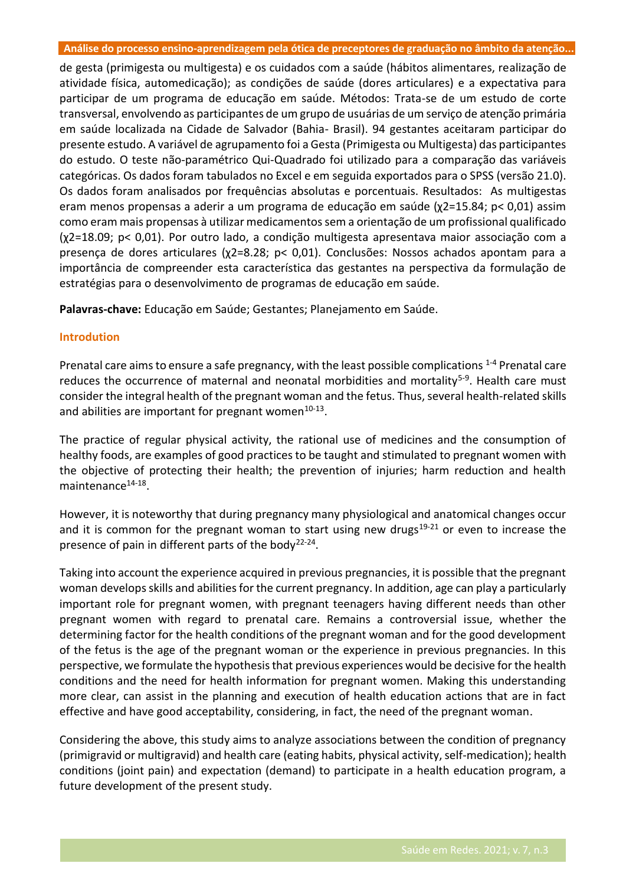de gesta (primigesta ou multigesta) e os cuidados com a saúde (hábitos alimentares, realização de atividade física, automedicação); as condições de saúde (dores articulares) e a expectativa para participar de um programa de educação em saúde. Métodos: Trata-se de um estudo de corte transversal, envolvendo as participantes de um grupo de usuárias de um serviço de atenção primária em saúde localizada na Cidade de Salvador (Bahia- Brasil). 94 gestantes aceitaram participar do presente estudo. A variável de agrupamento foi a Gesta (Primigesta ou Multigesta) das participantes do estudo. O teste não-paramétrico Qui-Quadrado foi utilizado para a comparação das variáveis categóricas. Os dados foram tabulados no Excel e em seguida exportados para o SPSS (versão 21.0). Os dados foram analisados por frequências absolutas e porcentuais. Resultados: As multigestas eram menos propensas a aderir a um programa de educação em saúde ($\chi^2=15.84$; $p< 0,01$) assim como eram mais propensas à utilizar medicamentos sem a orientação de um profissional qualificado ($\chi^2=18.09$; $p< 0,01$). Por outro lado, a condição multigesta apresentava maior associação com a presença de dores articulares ($\chi^2=8.28$; $p< 0,01$). Conclusões: Nossos achados apontam para a importância de compreender esta característica das gestantes na perspectiva da formulação de estratégias para o desenvolvimento de programas de educação em saúde.

**Palavras-chave:** Educação em Saúde; Gestantes; Planejamento em Saúde.

## Introdution

Prenatal care aims to ensure a safe pregnancy, with the least possible complications [1-4] Prenatal care reduces the occurrence of maternal and neonatal morbidities and mortality[5-9]. Health care must consider the integral health of the pregnant woman and the fetus. Thus, several health-related skills and abilities are important for pregnant women[10-13].

The practice of regular physical activity, the rational use of medicines and the consumption of healthy foods, are examples of good practices to be taught and stimulated to pregnant women with the objective of protecting their health; the prevention of injuries; harm reduction and health maintenance[14-18].

However, it is noteworthy that during pregnancy many physiological and anatomical changes occur and it is common for the pregnant woman to start using new drugs[19-21] or even to increase the presence of pain in different parts of the body[22-24].

Taking into account the experience acquired in previous pregnancies, it is possible that the pregnant woman develops skills and abilities for the current pregnancy. In addition, age can play a particularly important role for pregnant women, with pregnant teenagers having different needs than other pregnant women with regard to prenatal care. Remains a controversial issue, whether the determining factor for the health conditions of the pregnant woman and for the good development of the fetus is the age of the pregnant woman or the experience in previous pregnancies. In this perspective, we formulate the hypothesis that previous experiences would be decisive for the health conditions and the need for health information for pregnant women. Making this understanding more clear, can assist in the planning and execution of health education actions that are in fact effective and have good acceptability, considering, in fact, the need of the pregnant woman.

Considering the above, this study aims to analyze associations between the condition of pregnancy (primigravid or multigravid) and health care (eating habits, physical activity, self-medication); health conditions (joint pain) and expectation (demand) to participate in a health education program, a future development of the present study.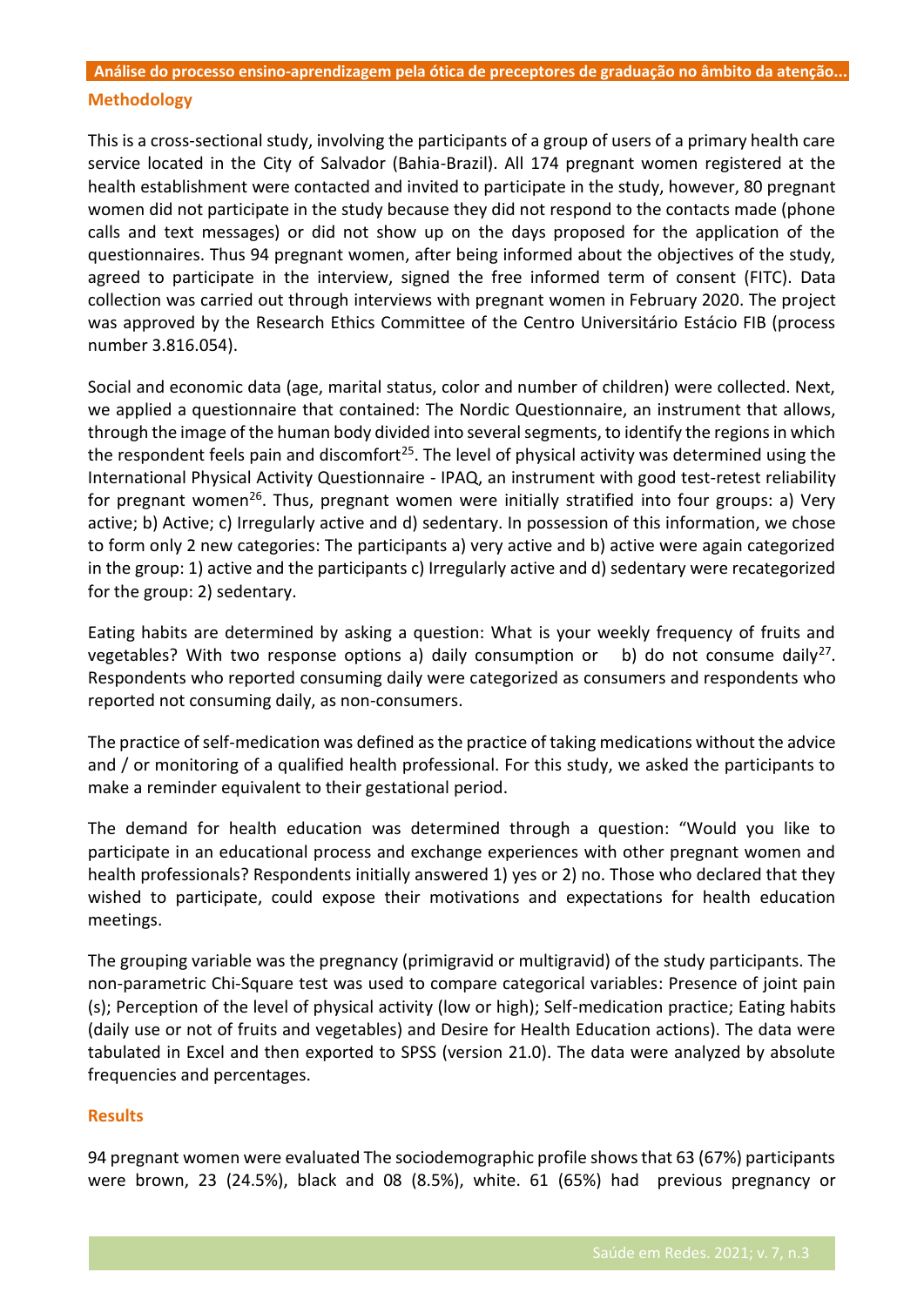## Methodology

This is a cross-sectional study, involving the participants of a group of users of a primary health care service located in the City of Salvador (Bahia-Brazil). All 174 pregnant women registered at the health establishment were contacted and invited to participate in the study, however, 80 pregnant women did not participate in the study because they did not respond to the contacts made (phone calls and text messages) or did not show up on the days proposed for the application of the questionnaires. Thus 94 pregnant women, after being informed about the objectives of the study, agreed to participate in the interview, signed the free informed term of consent (FITC). Data collection was carried out through interviews with pregnant women in February 2020. The project was approved by the Research Ethics Committee of the Centro Universitário Estácio FIB (process number 3.816.054).

Social and economic data (age, marital status, color and number of children) were collected. Next, we applied a questionnaire that contained: The Nordic Questionnaire, an instrument that allows, through the image of the human body divided into several segments, to identify the regions in which the respondent feels pain and discomfort[25]. The level of physical activity was determined using the International Physical Activity Questionnaire - IPAQ, an instrument with good test-retest reliability for pregnant women[26]. Thus, pregnant women were initially stratified into four groups: a) Very active; b) Active; c) Irregularly active and d) sedentary. In possession of this information, we chose to form only 2 new categories: The participants a) very active and b) active were again categorized in the group: 1) active and the participants c) Irregularly active and d) sedentary were recategorized for the group: 2) sedentary.

Eating habits are determined by asking a question: What is your weekly frequency of fruits and vegetables? With two response options a) daily consumption or b) do not consume daily[27]. Respondents who reported consuming daily were categorized as consumers and respondents who reported not consuming daily, as non-consumers.

The practice of self-medication was defined as the practice of taking medications without the advice and / or monitoring of a qualified health professional. For this study, we asked the participants to make a reminder equivalent to their gestational period.

The demand for health education was determined through a question: "Would you like to participate in an educational process and exchange experiences with other pregnant women and health professionals? Respondents initially answered 1) yes or 2) no. Those who declared that they wished to participate, could expose their motivations and expectations for health education meetings.

The grouping variable was the pregnancy (primigravid or multigravid) of the study participants. The non-parametric Chi-Square test was used to compare categorical variables: Presence of joint pain (s); Perception of the level of physical activity (low or high); Self-medication practice; Eating habits (daily use or not of fruits and vegetables) and Desire for Health Education actions). The data were tabulated in Excel and then exported to SPSS (version 21.0). The data were analyzed by absolute frequencies and percentages.

## Results

94 pregnant women were evaluated The sociodemographic profile shows that 63 (67%) participants were brown, 23 (24.5%), black and 08 (8.5%), white. 61 (65%) had previous pregnancy or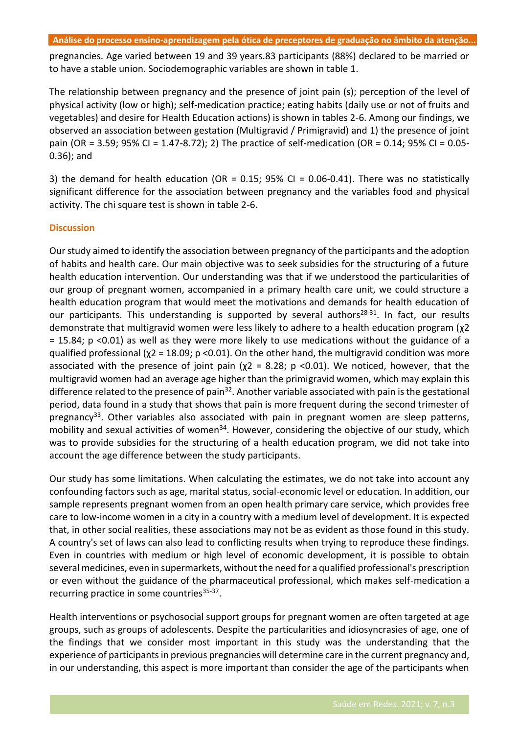pregnancies. Age varied between 19 and 39 years.83 participants (88%) declared to be married or to have a stable union. Sociodemographic variables are shown in table 1.

The relationship between pregnancy and the presence of joint pain (s); perception of the level of physical activity (low or high); self-medication practice; eating habits (daily use or not of fruits and vegetables) and desire for Health Education actions) is shown in tables 2-6. Among our findings, we observed an association between gestation (Multigravid / Primigravid) and 1) the presence of joint pain (OR = 3.59; 95% CI = 1.47-8.72); 2) The practice of self-medication (OR = 0.14; 95% CI = 0.05-0.36); and

3) the demand for health education (OR = 0.15; 95% CI = 0.06-0.41). There was no statistically significant difference for the association between pregnancy and the variables food and physical activity. The chi square test is shown in table 2-6.

## Discussion

Our study aimed to identify the association between pregnancy of the participants and the adoption of habits and health care. Our main objective was to seek subsidies for the structuring of a future health education intervention. Our understanding was that if we understood the particularities of our group of pregnant women, accompanied in a primary health care unit, we could structure a health education program that would meet the motivations and demands for health education of our participants. This understanding is supported by several authors[28-31]. In fact, our results demonstrate that multigravid women were less likely to adhere to a health education program ($\chi^2 = 15.84$; $p < 0.01$) as well as they were more likely to use medications without the guidance of a qualified professional ($\chi^2 = 18.09$; $p < 0.01$). On the other hand, the multigravid condition was more associated with the presence of joint pain ($\chi^2 = 8.28$; $p < 0.01$). We noticed, however, that the multigravid women had an average age higher than the primigravid women, which may explain this difference related to the presence of pain[32]. Another variable associated with pain is the gestational period, data found in a study that shows that pain is more frequent during the second trimester of pregnancy[33]. Other variables also associated with pain in pregnant women are sleep patterns, mobility and sexual activities of women[34]. However, considering the objective of our study, which was to provide subsidies for the structuring of a health education program, we did not take into account the age difference between the study participants.

Our study has some limitations. When calculating the estimates, we do not take into account any confounding factors such as age, marital status, social-economic level or education. In addition, our sample represents pregnant women from an open health primary care service, which provides free care to low-income women in a city in a country with a medium level of development. It is expected that, in other social realities, these associations may not be as evident as those found in this study. A country's set of laws can also lead to conflicting results when trying to reproduce these findings. Even in countries with medium or high level of economic development, it is possible to obtain several medicines, even in supermarkets, without the need for a qualified professional's prescription or even without the guidance of the pharmaceutical professional, which makes self-medication a recurring practice in some countries[35-37].

Health interventions or psychosocial support groups for pregnant women are often targeted at age groups, such as groups of adolescents. Despite the particularities and idiosyncrasies of age, one of the findings that we consider most important in this study was the understanding that the experience of participants in previous pregnancies will determine care in the current pregnancy and, in our understanding, this aspect is more important than consider the age of the participants when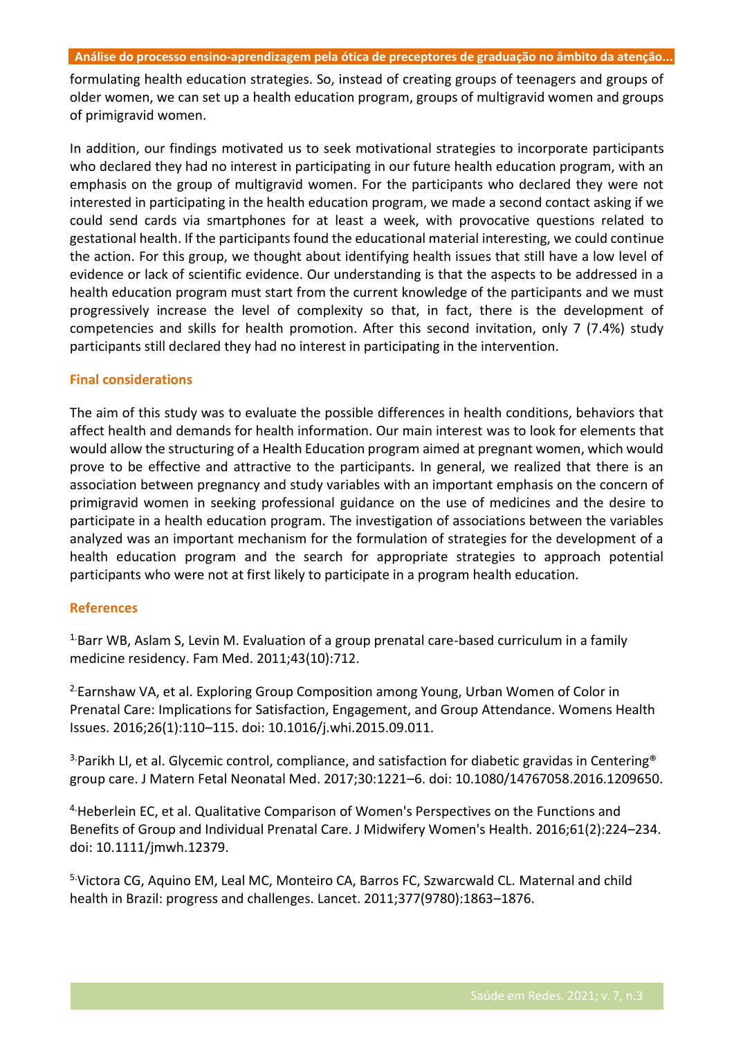formulating health education strategies. So, instead of creating groups of teenagers and groups of older women, we can set up a health education program, groups of multigravid women and groups of primigravid women.

In addition, our findings motivated us to seek motivational strategies to incorporate participants who declared they had no interest in participating in our future health education program, with an emphasis on the group of multigravid women. For the participants who declared they were not interested in participating in the health education program, we made a second contact asking if we could send cards via smartphones for at least a week, with provocative questions related to gestational health. If the participants found the educational material interesting, we could continue the action. For this group, we thought about identifying health issues that still have a low level of evidence or lack of scientific evidence. Our understanding is that the aspects to be addressed in a health education program must start from the current knowledge of the participants and we must progressively increase the level of complexity so that, in fact, there is the development of competencies and skills for health promotion. After this second invitation, only 7 (7.4%) study participants still declared they had no interest in participating in the intervention.

## Final considerations

The aim of this study was to evaluate the possible differences in health conditions, behaviors that affect health and demands for health information. Our main interest was to look for elements that would allow the structuring of a Health Education program aimed at pregnant women, which would prove to be effective and attractive to the participants. In general, we realized that there is an association between pregnancy and study variables with an important emphasis on the concern of primigravid women in seeking professional guidance on the use of medicines and the desire to participate in a health education program. The investigation of associations between the variables analyzed was an important mechanism for the formulation of strategies for the development of a health education program and the search for appropriate strategies to approach potential participants who were not at first likely to participate in a program health education.

## References

[1] Barr WB, Aslam S, Levin M. Evaluation of a group prenatal care-based curriculum in a family medicine residency. Fam Med. 2011;43(10):712.

[2] Earnshaw VA, et al. Exploring Group Composition among Young, Urban Women of Color in Prenatal Care: Implications for Satisfaction, Engagement, and Group Attendance. Womens Health Issues. 2016;26(1):110–115. doi: 10.1016/j.whi.2015.09.011.

[3] Parikh LI, et al. Glycemic control, compliance, and satisfaction for diabetic gravidas in Centering® group care. J Matern Fetal Neonatal Med. 2017;30:1221–6. doi: 10.1080/14767058.2016.1209650.

[4] Heberlein EC, et al. Qualitative Comparison of Women's Perspectives on the Functions and Benefits of Group and Individual Prenatal Care. J Midwifery Women's Health. 2016;61(2):224–234. doi: 10.1111/jmwh.12379.

[5] Victora CG, Aquino EM, Leal MC, Monteiro CA, Barros FC, Szwarcwald CL. Maternal and child health in Brazil: progress and challenges. Lancet. 2011;377(9780):1863–1876.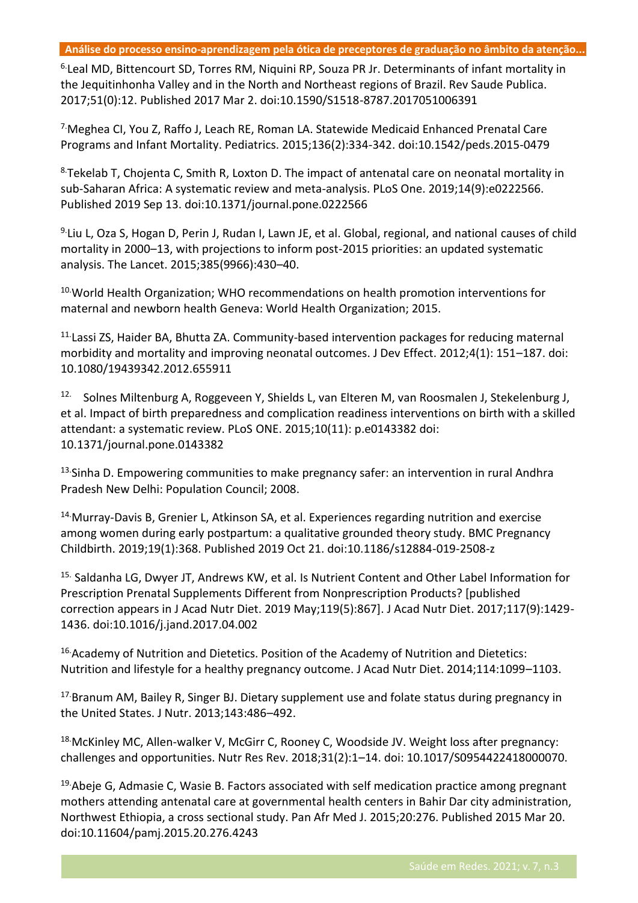6. Leal MD, Bittencourt SD, Torres RM, Niquini RP, Souza PR Jr. Determinants of infant mortality in the Jequitinhonha Valley and in the North and Northeast regions of Brazil. Rev Saude Publica. 2017;51(0):12. Published 2017 Mar 2. doi:10.1590/S1518-8787.2017051006391

7. Meghea CI, You Z, Raffo J, Leach RE, Roman LA. Statewide Medicaid Enhanced Prenatal Care Programs and Infant Mortality. Pediatrics. 2015;136(2):334-342. doi:10.1542/peds.2015-0479

8. Tekelab T, Chojenta C, Smith R, Loxton D. The impact of antenatal care on neonatal mortality in sub-Saharan Africa: A systematic review and meta-analysis. PLoS One. 2019;14(9):e0222566. Published 2019 Sep 13. doi:10.1371/journal.pone.0222566

9. Liu L, Oza S, Hogan D, Perin J, Rudan I, Lawn JE, et al. Global, regional, and national causes of child mortality in 2000–13, with projections to inform post-2015 priorities: an updated systematic analysis. The Lancet. 2015;385(9966):430–40.

10. World Health Organization; WHO recommendations on health promotion interventions for maternal and newborn health Geneva: World Health Organization; 2015.

11. Lassi ZS, Haider BA, Bhutta ZA. Community-based intervention packages for reducing maternal morbidity and mortality and improving neonatal outcomes. J Dev Effect. 2012;4(1): 151–187. doi: 10.1080/19439342.2012.655911

12. Solnes Miltenburg A, Roggeveen Y, Shields L, van Elteren M, van Roosmalen J, Stekelenburg J, et al. Impact of birth preparedness and complication readiness interventions on birth with a skilled attendant: a systematic review. PLoS ONE. 2015;10(11): p.e0143382 doi: 10.1371/journal.pone.0143382

13. Sinha D. Empowering communities to make pregnancy safer: an intervention in rural Andhra Pradesh New Delhi: Population Council; 2008.

14. Murray-Davis B, Grenier L, Atkinson SA, et al. Experiences regarding nutrition and exercise among women during early postpartum: a qualitative grounded theory study. BMC Pregnancy Childbirth. 2019;19(1):368. Published 2019 Oct 21. doi:10.1186/s12884-019-2508-z

15. Saldanha LG, Dwyer JT, Andrews KW, et al. Is Nutrient Content and Other Label Information for Prescription Prenatal Supplements Different from Nonprescription Products? [published correction appears in J Acad Nutr Diet. 2019 May;119(5):867]. J Acad Nutr Diet. 2017;117(9):1429-1436. doi:10.1016/j.jand.2017.04.002

16. Academy of Nutrition and Dietetics. Position of the Academy of Nutrition and Dietetics: Nutrition and lifestyle for a healthy pregnancy outcome. J Acad Nutr Diet. 2014;114:1099–1103.

17. Branum AM, Bailey R, Singer BJ. Dietary supplement use and folate status during pregnancy in the United States. J Nutr. 2013;143:486–492.

18. McKinley MC, Allen-walker V, McGirr C, Rooney C, Woodside JV. Weight loss after pregnancy: challenges and opportunities. Nutr Res Rev. 2018;31(2):1–14. doi: 10.1017/S0954422418000070.

19. Abeje G, Admasie C, Wasie B. Factors associated with self medication practice among pregnant mothers attending antenatal care at governmental health centers in Bahir Dar city administration, Northwest Ethiopia, a cross sectional study. Pan Afr Med J. 2015;20:276. Published 2015 Mar 20. doi:10.11604/pamj.2015.20.276.4243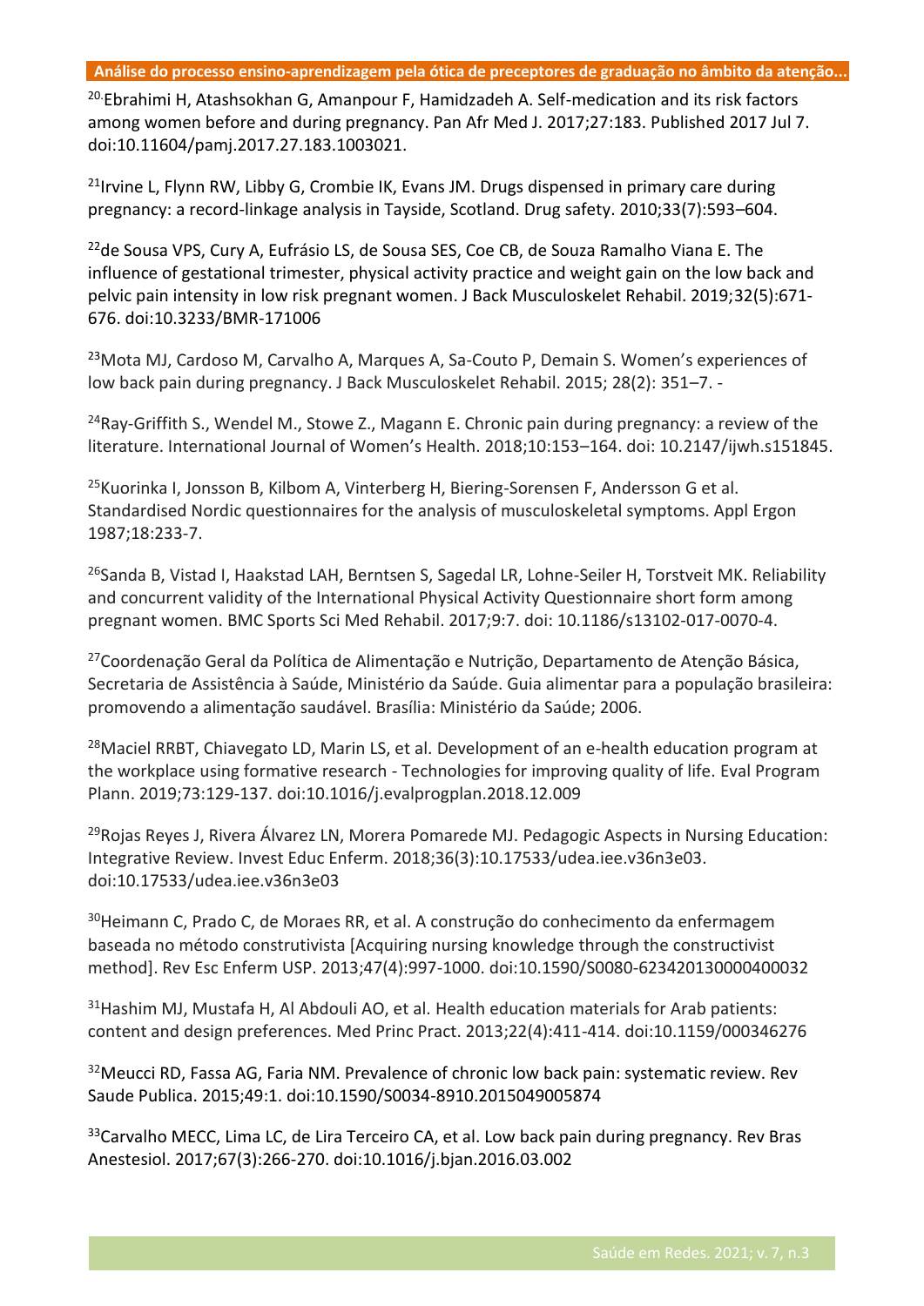[20] Ebrahimi H, Atashsokhan G, Amanpour F, Hamidzadeh A. Self-medication and its risk factors among women before and during pregnancy. Pan Afr Med J. 2017;27:183. Published 2017 Jul 7. doi:10.11604/pamj.2017.27.183.1003021.

[21] Irvine L, Flynn RW, Libby G, Crombie IK, Evans JM. Drugs dispensed in primary care during pregnancy: a record-linkage analysis in Tayside, Scotland. Drug safety. 2010;33(7):593–604.

[22] de Sousa VPS, Cury A, Eufrásio LS, de Sousa SES, Coe CB, de Souza Ramalho Viana E. The influence of gestational trimester, physical activity practice and weight gain on the low back and pelvic pain intensity in low risk pregnant women. J Back Musculoskelet Rehabil. 2019;32(5):671-676. doi:10.3233/BMR-171006

[23] Mota MJ, Cardoso M, Carvalho A, Marques A, Sa-Couto P, Demain S. Women's experiences of low back pain during pregnancy. J Back Musculoskelet Rehabil. 2015; 28(2): 351–7. -

[24] Ray-Griffith S., Wendel M., Stowe Z., Magann E. Chronic pain during pregnancy: a review of the literature. International Journal of Women's Health. 2018;10:153–164. doi: 10.2147/ijwh.s151845.

[25] Kuorinka I, Jonsson B, Kilbom A, Vinterberg H, Biering-Sorensen F, Andersson G et al. Standardised Nordic questionnaires for the analysis of musculoskeletal symptoms. Appl Ergon 1987;18:233-7.

[26] Sanda B, Vistad I, Haakstad LAH, Berntsen S, Sagedal LR, Lohne-Seiler H, Torstveit MK. Reliability and concurrent validity of the International Physical Activity Questionnaire short form among pregnant women. BMC Sports Sci Med Rehabil. 2017;9:7. doi: 10.1186/s13102-017-0070-4.

[27] Coordenação Geral da Política de Alimentação e Nutrição, Departamento de Atenção Básica, Secretaria de Assistência à Saúde, Ministério da Saúde. Guia alimentar para a população brasileira: promovendo a alimentação saudável. Brasília: Ministério da Saúde; 2006.

[28] Maciel RRBT, Chiavegato LD, Marin LS, et al. Development of an e-health education program at the workplace using formative research - Technologies for improving quality of life. Eval Program Plann. 2019;73:129-137. doi:10.1016/j.evalprogplan.2018.12.009

[29] Rojas Reyes J, Rivera Álvarez LN, Morera Pomarede MJ. Pedagogic Aspects in Nursing Education: Integrative Review. Invest Educ Enferm. 2018;36(3):10.17533/udea.iee.v36n3e03. doi:10.17533/udea.iee.v36n3e03

[30] Heimann C, Prado C, de Moraes RR, et al. A construção do conhecimento da enfermagem baseada no método construtivista [Acquiring nursing knowledge through the constructivist method]. Rev Esc Enferm USP. 2013;47(4):997-1000. doi:10.1590/S0080-623420130000400032

[31] Hashim MJ, Mustafa H, Al Abdouli AO, et al. Health education materials for Arab patients: content and design preferences. Med Princ Pract. 2013;22(4):411-414. doi:10.1159/000346276

[32] Meucci RD, Fassa AG, Faria NM. Prevalence of chronic low back pain: systematic review. Rev Saude Publica. 2015;49:1. doi:10.1590/S0034-8910.2015049005874

[33] Carvalho MECC, Lima LC, de Lira Terceiro CA, et al. Low back pain during pregnancy. Rev Bras Anestesiol. 2017;67(3):266-270. doi:10.1016/j.bjan.2016.03.002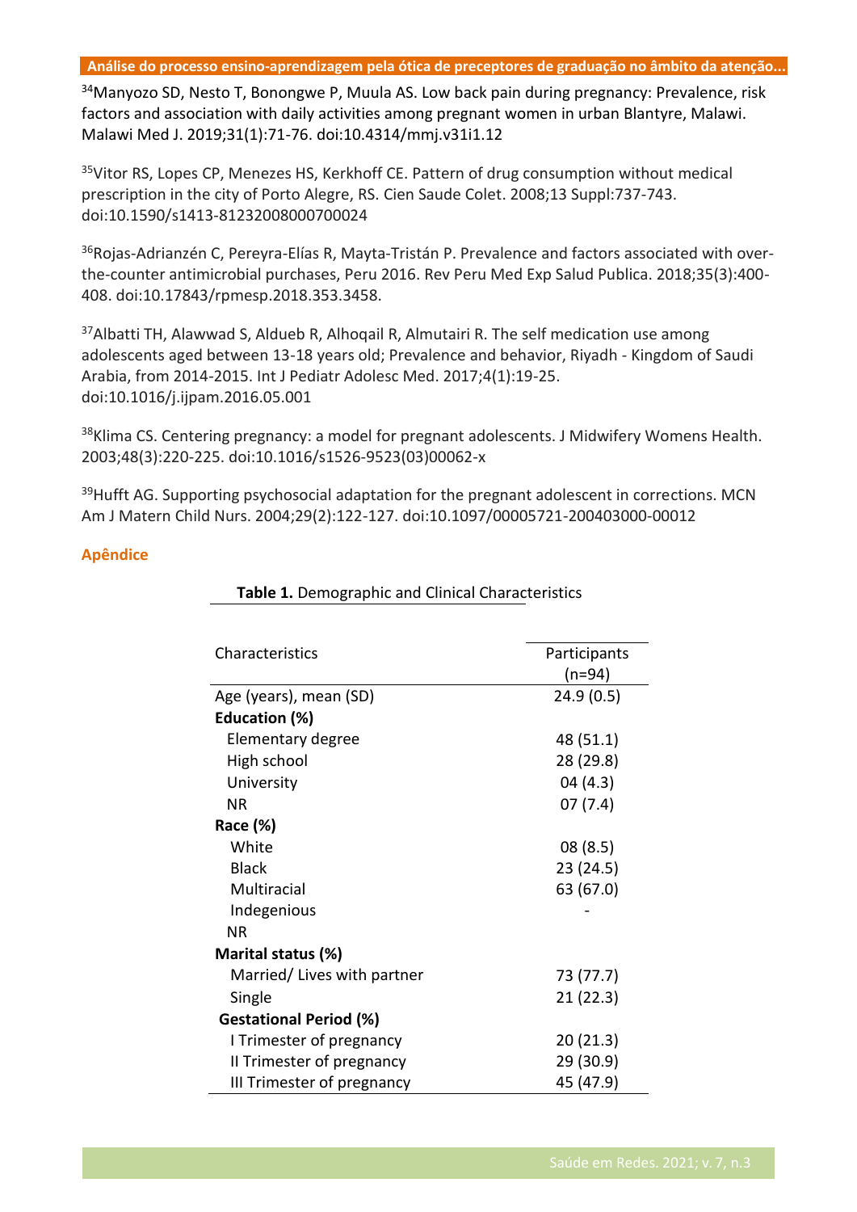[34]Manyozo SD, Nesto T, Bonongwe P, Muula AS. Low back pain during pregnancy: Prevalence, risk factors and association with daily activities among pregnant women in urban Blantyre, Malawi. Malawi Med J. 2019;31(1):71-76. doi:10.4314/mmj.v31i1.12

[35]Vitor RS, Lopes CP, Menezes HS, Kerkhoff CE. Pattern of drug consumption without medical prescription in the city of Porto Alegre, RS. Cien Saude Colet. 2008;13 Suppl:737-743. doi:10.1590/s1413-81232008000700024

[36]Rojas-Adrianzén C, Pereyra-Elías R, Mayta-Tristán P. Prevalence and factors associated with over-the-counter antimicrobial purchases, Peru 2016. Rev Peru Med Exp Salud Publica. 2018;35(3):400-408. doi:10.17843/rpmesp.2018.353.3458.

[37]Albatti TH, Alawwad S, Aldueb R, Alhoqail R, Almutairi R. The self medication use among adolescents aged between 13-18 years old; Prevalence and behavior, Riyadh - Kingdom of Saudi Arabia, from 2014-2015. Int J Pediatr Adolesc Med. 2017;4(1):19-25. doi:10.1016/j.ijpam.2016.05.001

[38]Klima CS. Centering pregnancy: a model for pregnant adolescents. J Midwifery Womens Health. 2003;48(3):220-225. doi:10.1016/s1526-9523(03)00062-x

[39]Hufft AG. Supporting psychosocial adaptation for the pregnant adolescent in corrections. MCN Am J Matern Child Nurs. 2004;29(2):122-127. doi:10.1097/00005721-200403000-00012

## Apêndice

**Table 1.** Demographic and Clinical Characteristics

| Characteristics | Participants (n=94) |
|---|---|
| Age (years), mean (SD) | 24.9 (0.5) |
| **Education (%)** | |
| Elementary degree | 48 (51.1) |
| High school | 28 (29.8) |
| University | 04 (4.3) |
| NR | 07 (7.4) |
| **Race (%)** | |
| White | 08 (8.5) |
| Black | 23 (24.5) |
| Multiracial | 63 (67.0) |
| Indegenious | - |
| NR | |
| **Marital status (%)** | |
| Married/ Lives with partner | 73 (77.7) |
| Single | 21 (22.3) |
| **Gestational Period (%)** | |
| I Trimester of pregnancy | 20 (21.3) |
| II Trimester of pregnancy | 29 (30.9) |
| III Trimester of pregnancy | 45 (47.9) |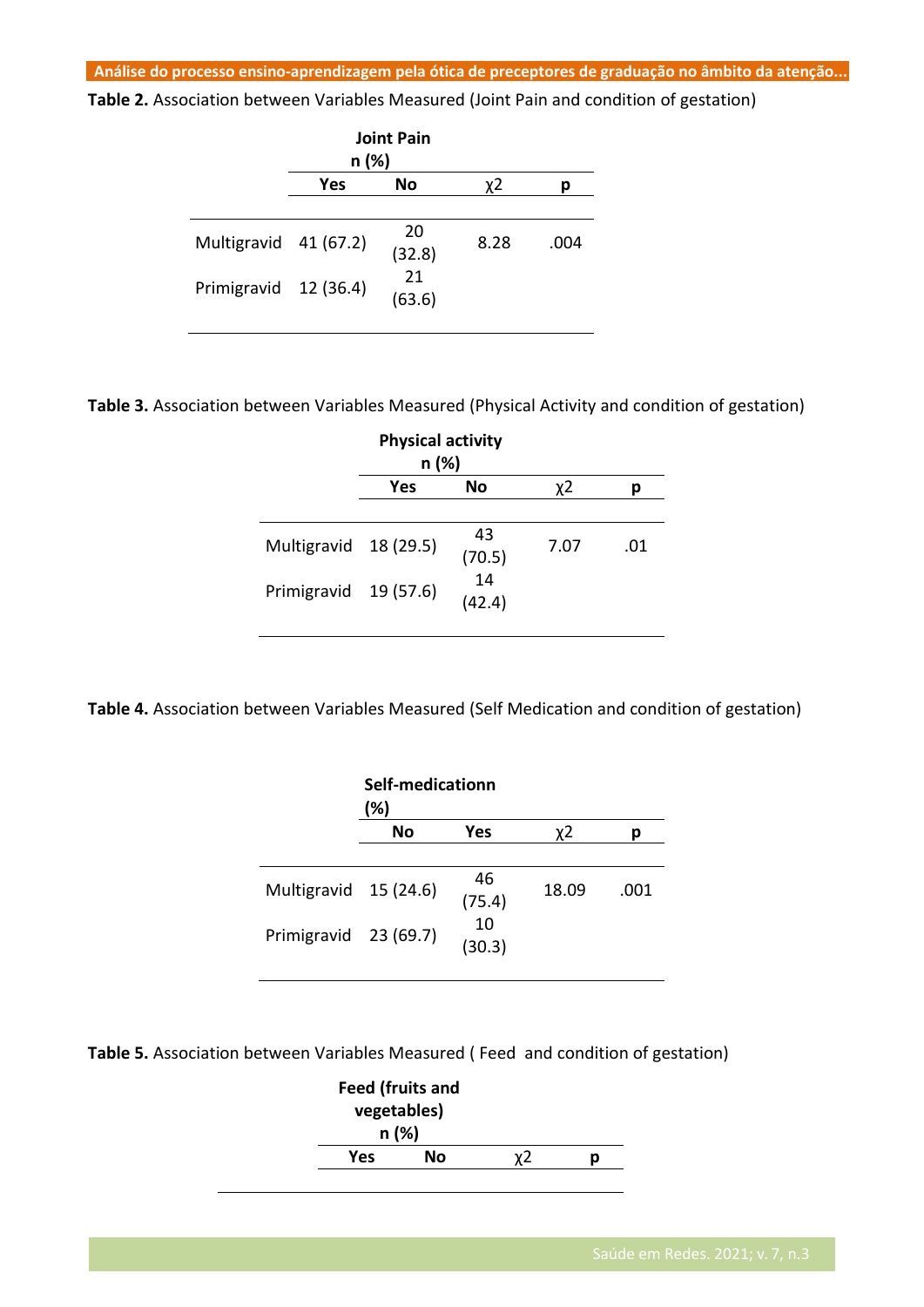**Table 2.** Association between Variables Measured (Joint Pain and condition of gestation)

| | Joint Pain n (%) | | | |
|---|---|---|---|---|
| | Yes | No | χ2 | p |
| Multigravid | 41 (67.2) | 20 (32.8) | 8.28 | .004 |
| Primigravid | 12 (36.4) | 21 (63.6) | | |

**Table 3.** Association between Variables Measured (Physical Activity and condition of gestation)

| | Physical activity n (%) | | | |
|---|---|---|---|---|
| | Yes | No | χ2 | p |
| Multigravid | 18 (29.5) | 43 (70.5) | 7.07 | .01 |
| Primigravid | 19 (57.6) | 14 (42.4) | | |

**Table 4.** Association between Variables Measured (Self Medication and condition of gestation)

| | Self-medicationn (%) | | | |
|---|---|---|---|---|
| | No | Yes | χ2 | p |
| Multigravid | 15 (24.6) | 46 (75.4) | 18.09 | .001 |
| Primigravid | 23 (69.7) | 10 (30.3) | | |

**Table 5.** Association between Variables Measured ( Feed and condition of gestation)

| | Feed (fruits and vegetables) n (%) | | | |
|---|---|---|---|---|
| | Yes | No | χ2 | p |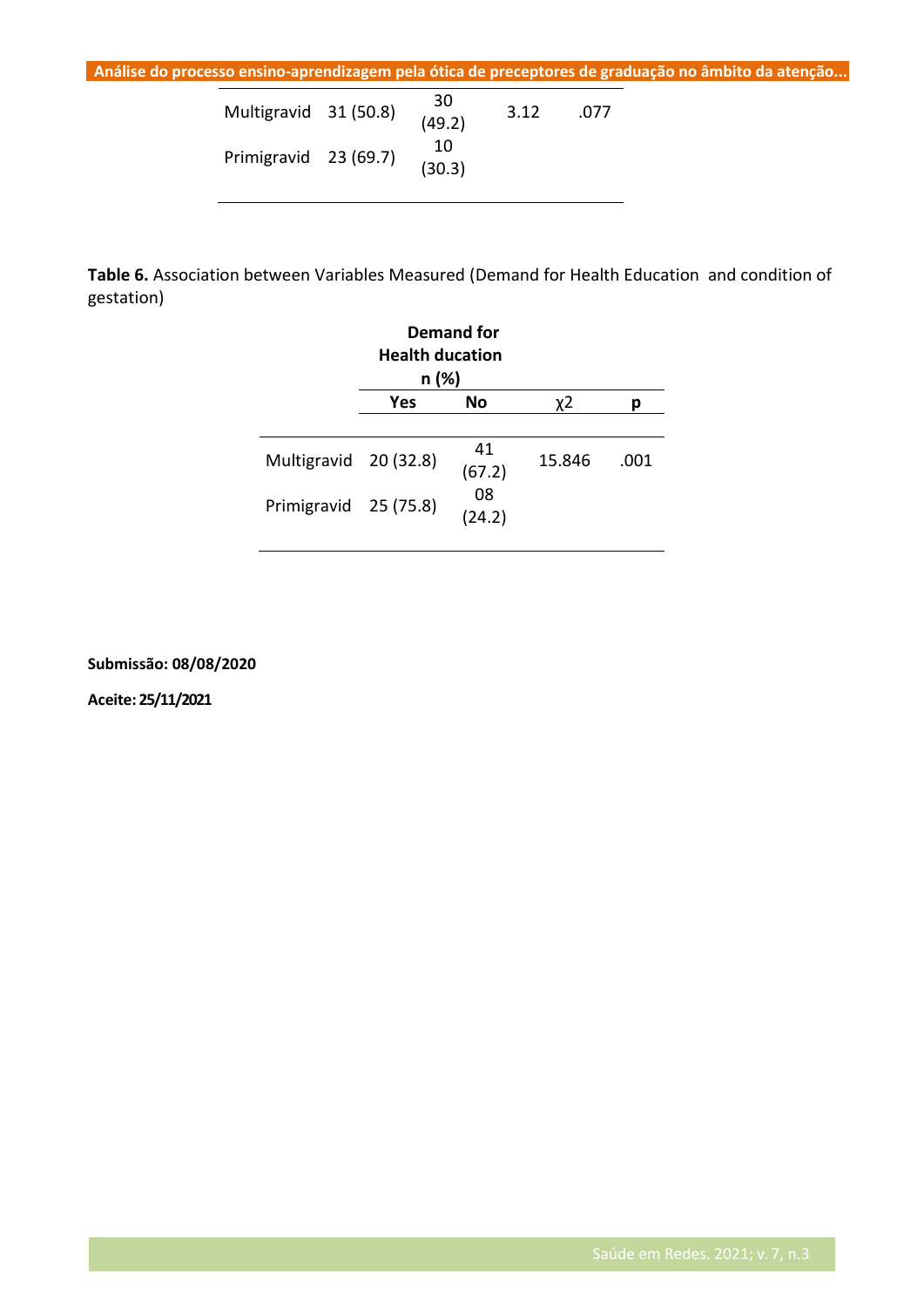| | | | | |
|---|---|---|---|---|
| Multigravid | 31 (50.8) | 30 (49.2) | 3.12 | .077 |
| Primigravid | 23 (69.7) | 10 (30.3) | | |

**Table 6.** Association between Variables Measured (Demand for Health Education and condition of gestation)

| | Demand for Health ducation n (%) | | | |
|---|---|---|---|---|
| | **Yes** | **No** | χ2 | **p** |
| Multigravid | 20 (32.8) | 41 (67.2) | 15.846 | .001 |
| Primigravid | 25 (75.8) | 08 (24.2) | | |

**Submissão: 08/08/2020**

**Aceite: 25/11/2021**